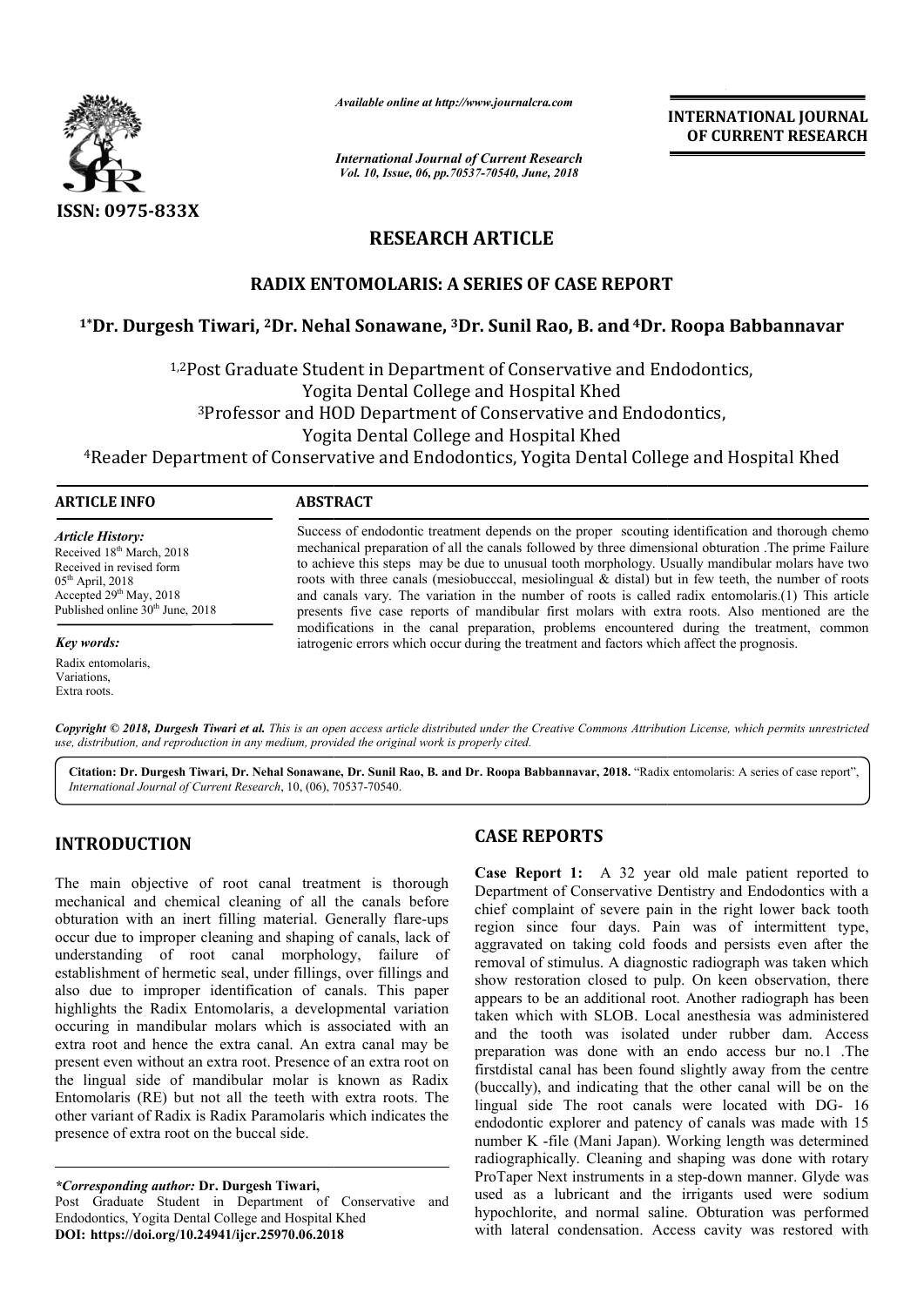# RESEARCH ARTICLE

## RADIX ENTOMOLARIS: A SERIES OF CASE REPORT

**[1*]Dr. Durgesh Tiwari, [2]Dr. Nehal Sonawane, [3]Dr. Sunil Rao, B. and [4]Dr. Roopa Babbannavar**

[1,2]Post Graduate Student in Department of Conservative and Endodontics, Yogita Dental College and Hospital Khed

[3]Professor and HOD Department of Conservative and Endodontics, Yogita Dental College and Hospital Khed

[4]Reader Department of Conservative and Endodontics, Yogita Dental College and Hospital Khed

### ARTICLE INFO

*Article History:*
Received 18th March, 2018
Received in revised form
05th April, 2018
Accepted 29th May, 2018
Published online 30th June, 2018

*Key words:*
Radix entomolaris,
Variations,
Extra roots.

### ABSTRACT

Success of endodontic treatment depends on the proper scouting identification and thorough chemo mechanical preparation of all the canals followed by three dimensional obturation .The prime Failure to achieve this steps may be due to unusual tooth morphology. Usually mandibular molars have two roots with three canals (mesiobucccal, mesiolingual & distal) but in few teeth, the number of roots and canals vary. The variation in the number of roots is called radix entomolaris.(1) This article presents five case reports of mandibular first molars with extra roots. Also mentioned are the modifications in the canal preparation, problems encountered during the treatment, common iatrogenic errors which occur during the treatment and factors which affect the prognosis.

*Copyright © 2018, Durgesh Tiwari et al. This is an open access article distributed under the Creative Commons Attribution License, which permits unrestricted use, distribution, and reproduction in any medium, provided the original work is properly cited.*

**Citation: Dr. Durgesh Tiwari, Dr. Nehal Sonawane, Dr. Sunil Rao, B. and Dr. Roopa Babbannavar, 2018.** "Radix entomolaris: A series of case report", *International Journal of Current Research*, 10, (06), 70537-70540.

## INTRODUCTION

The main objective of root canal treatment is thorough mechanical and chemical cleaning of all the canals before obturation with an inert filling material. Generally flare-ups occur due to improper cleaning and shaping of canals, lack of understanding of root canal morphology, failure of establishment of hermetic seal, under fillings, over fillings and also due to improper identification of canals. This paper highlights the Radix Entomolaris, a developmental variation occuring in mandibular molars which is associated with an extra root and hence the extra canal. An extra canal may be present even without an extra root. Presence of an extra root on the lingual side of mandibular molar is known as Radix Entomolaris (RE) but not all the teeth with extra roots. The other variant of Radix is Radix Paramolaris which indicates the presence of extra root on the buccal side.

*\*Corresponding author:* **Dr. Durgesh Tiwari,**
Post Graduate Student in Department of Conservative and Endodontics, Yogita Dental College and Hospital Khed
**DOI: https://doi.org/10.24941/ijcr.25970.06.2018**

## CASE REPORTS

**Case Report 1:** A 32 year old male patient reported to Department of Conservative Dentistry and Endodontics with a chief complaint of severe pain in the right lower back tooth region since four days. Pain was of intermittent type, aggravated on taking cold foods and persists even after the removal of stimulus. A diagnostic radiograph was taken which show restoration closed to pulp. On keen observation, there appears to be an additional root. Another radiograph has been taken which with SLOB. Local anesthesia was administered and the tooth was isolated under rubber dam. Access preparation was done with an endo access bur no.1 .The firstdistal canal has been found slightly away from the centre (buccally), and indicating that the other canal will be on the lingual side The root canals were located with DG- 16 endodontic explorer and patency of canals was made with 15 number K -file (Mani Japan). Working length was determined radiographically. Cleaning and shaping was done with rotary ProTaper Next instruments in a step-down manner. Glyde was used as a lubricant and the irrigants used were sodium hypochlorite, and normal saline. Obturation was performed with lateral condensation. Access cavity was restored with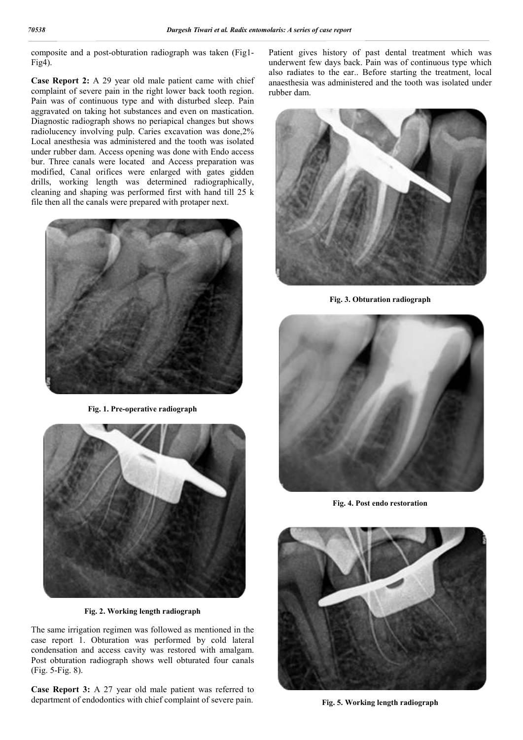composite and a post-obturation radiograph was taken (Fig1-Fig4).

**Case Report 2:** A 29 year old male patient came with chief complaint of severe pain in the right lower back tooth region. Pain was of continuous type and with disturbed sleep. Pain aggravated on taking hot substances and even on mastication. Diagnostic radiograph shows no periapical changes but shows radiolucency involving pulp. Caries excavation was done,2% Local anesthesia was administered and the tooth was isolated under rubber dam. Access opening was done with Endo access bur. Three canals were located and Access preparation was modified, Canal orifices were enlarged with gates gidden drills, working length was determined radiographically, cleaning and shaping was performed first with hand till 25 k file then all the canals were prepared with protaper next.

**Fig. 1. Pre-operative radiograph**

**Fig. 2. Working length radiograph**

The same irrigation regimen was followed as mentioned in the case report 1. Obturation was performed by cold lateral condensation and access cavity was restored with amalgam. Post obturation radiograph shows well obturated four canals (Fig. 5-Fig. 8).

**Case Report 3:** A 27 year old male patient was referred to department of endodontics with chief complaint of severe pain. Patient gives history of past dental treatment which was underwent few days back. Pain was of continuous type which also radiates to the ear.. Before starting the treatment, local anaesthesia was administered and the tooth was isolated under rubber dam.

**Fig. 3. Obturation radiograph**

**Fig. 4. Post endo restoration**

**Fig. 5. Working length radiograph**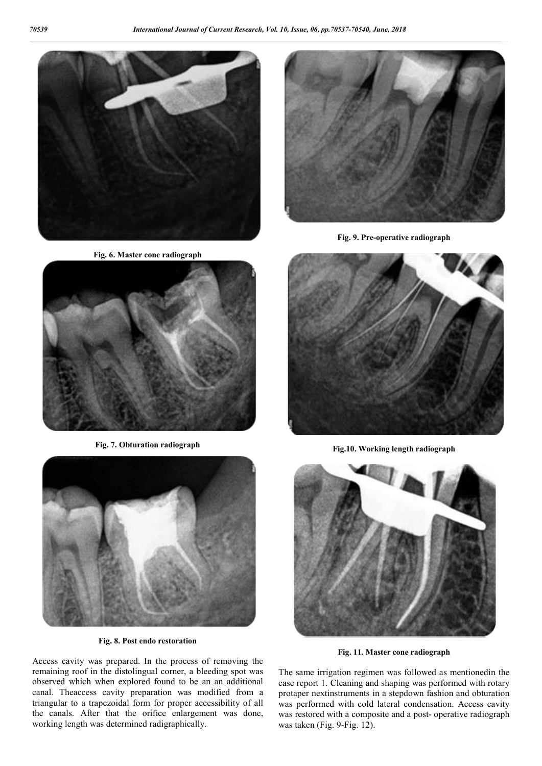Fig. 6. Master cone radiograph

Fig. 7. Obturation radiograph

Fig. 8. Post endo restoration

Fig. 9. Pre-operative radiograph

Fig.10. Working length radiograph

Fig. 11. Master cone radiograph

Access cavity was prepared. In the process of removing the remaining roof in the distolingual corner, a bleeding spot was observed which when explored found to be an an additional canal. Theaccess cavity preparation was modified from a triangular to a trapezoidal form for proper accessibility of all the canals. After that the orifice enlargement was done, working length was determined radigraphically.

The same irrigation regimen was followed as mentionedin the case report 1. Cleaning and shaping was performed with rotary protaper nextinstruments in a stepdown fashion and obturation was performed with cold lateral condensation. Access cavity was restored with a composite and a post- operative radiograph was taken (Fig. 9-Fig. 12).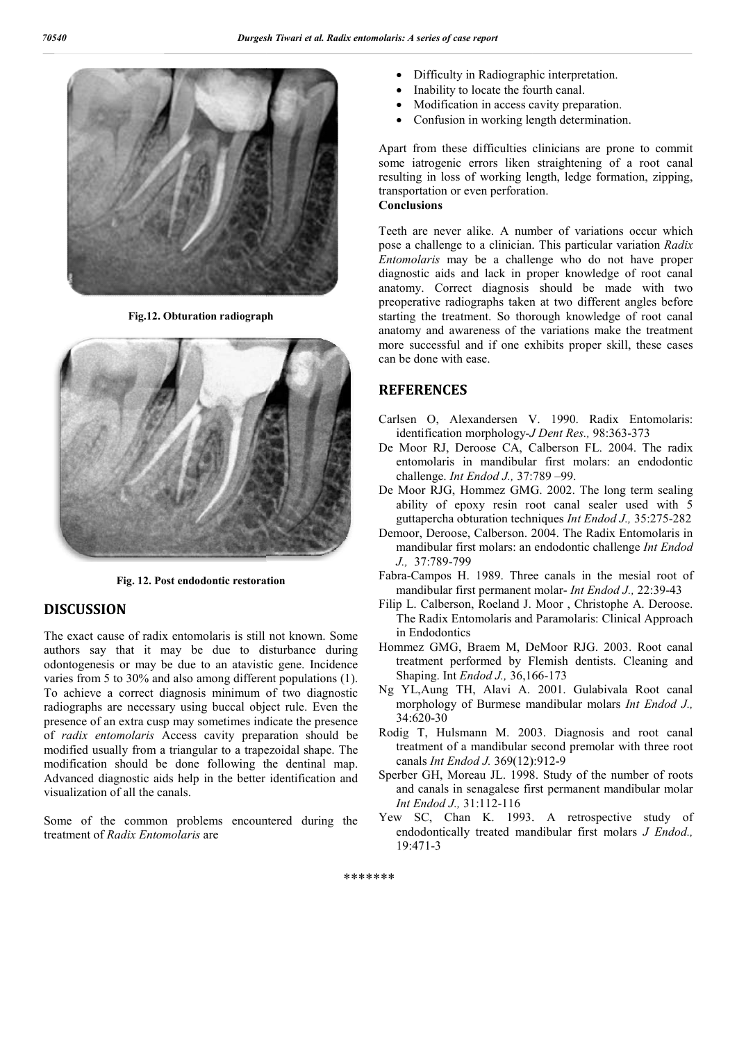Fig.12. Obturation radiograph

Fig. 12. Post endodontic restoration

## DISCUSSION

The exact cause of radix entomolaris is still not known. Some authors say that it may be due to disturbance during odontogenesis or may be due to an atavistic gene. Incidence varies from 5 to 30% and also among different populations (1). To achieve a correct diagnosis minimum of two diagnostic radiographs are necessary using buccal object rule. Even the presence of an extra cusp may sometimes indicate the presence of *radix entomolaris* Access cavity preparation should be modified usually from a triangular to a trapezoidal shape. The modification should be done following the dentinal map. Advanced diagnostic aids help in the better identification and visualization of all the canals.

Some of the common problems encountered during the treatment of *Radix Entomolaris* are

- Difficulty in Radiographic interpretation.
- Inability to locate the fourth canal.
- Modification in access cavity preparation.
- Confusion in working length determination.

Apart from these difficulties clinicians are prone to commit some iatrogenic errors liken straightening of a root canal resulting in loss of working length, ledge formation, zipping, transportation or even perforation.

**Conclusions**

Teeth are never alike. A number of variations occur which pose a challenge to a clinician. This particular variation *Radix Entomolaris* may be a challenge who do not have proper diagnostic aids and lack in proper knowledge of root canal anatomy. Correct diagnosis should be made with two preoperative radiographs taken at two different angles before starting the treatment. So thorough knowledge of root canal anatomy and awareness of the variations make the treatment more successful and if one exhibits proper skill, these cases can be done with ease.

## REFERENCES

Carlsen O, Alexandersen V. 1990. Radix Entomolaris: identification morphology-*J Dent Res.,* 98:363-373

De Moor RJ, Deroose CA, Calberson FL. 2004. The radix entomolaris in mandibular first molars: an endodontic challenge. *Int Endod J.,* 37:789 –99.

De Moor RJG, Hommez GMG. 2002. The long term sealing ability of epoxy resin root canal sealer used with 5 guttapercha obturation techniques *Int Endod J.,* 35:275-282

Demoor, Deroose, Calberson. 2004. The Radix Entomolaris in mandibular first molars: an endodontic challenge *Int Endod J.,* 37:789-799

Fabra-Campos H. 1989. Three canals in the mesial root of mandibular first permanent molar- *Int Endod J.,* 22:39-43

Filip L. Calberson, Roeland J. Moor , Christophe A. Deroose. The Radix Entomolaris and Paramolaris: Clinical Approach in Endodontics

Hommez GMG, Braem M, DeMoor RJG. 2003. Root canal treatment performed by Flemish dentists. Cleaning and Shaping. Int *Endod J.,* 36,166-173

Ng YL,Aung TH, Alavi A. 2001. Gulabivala Root canal morphology of Burmese mandibular molars *Int Endod J.,* 34:620-30

Rodig T, Hulsmann M. 2003. Diagnosis and root canal treatment of a mandibular second premolar with three root canals *Int Endod J.* 369(12):912-9

Sperber GH, Moreau JL. 1998. Study of the number of roots and canals in senagalese first permanent mandibular molar *Int Endod J.,* 31:112-116

Yew SC, Chan K. 1993. A retrospective study of endodontically treated mandibular first molars *J Endod.,* 19:471-3

\*\*\*\*\*\*\*